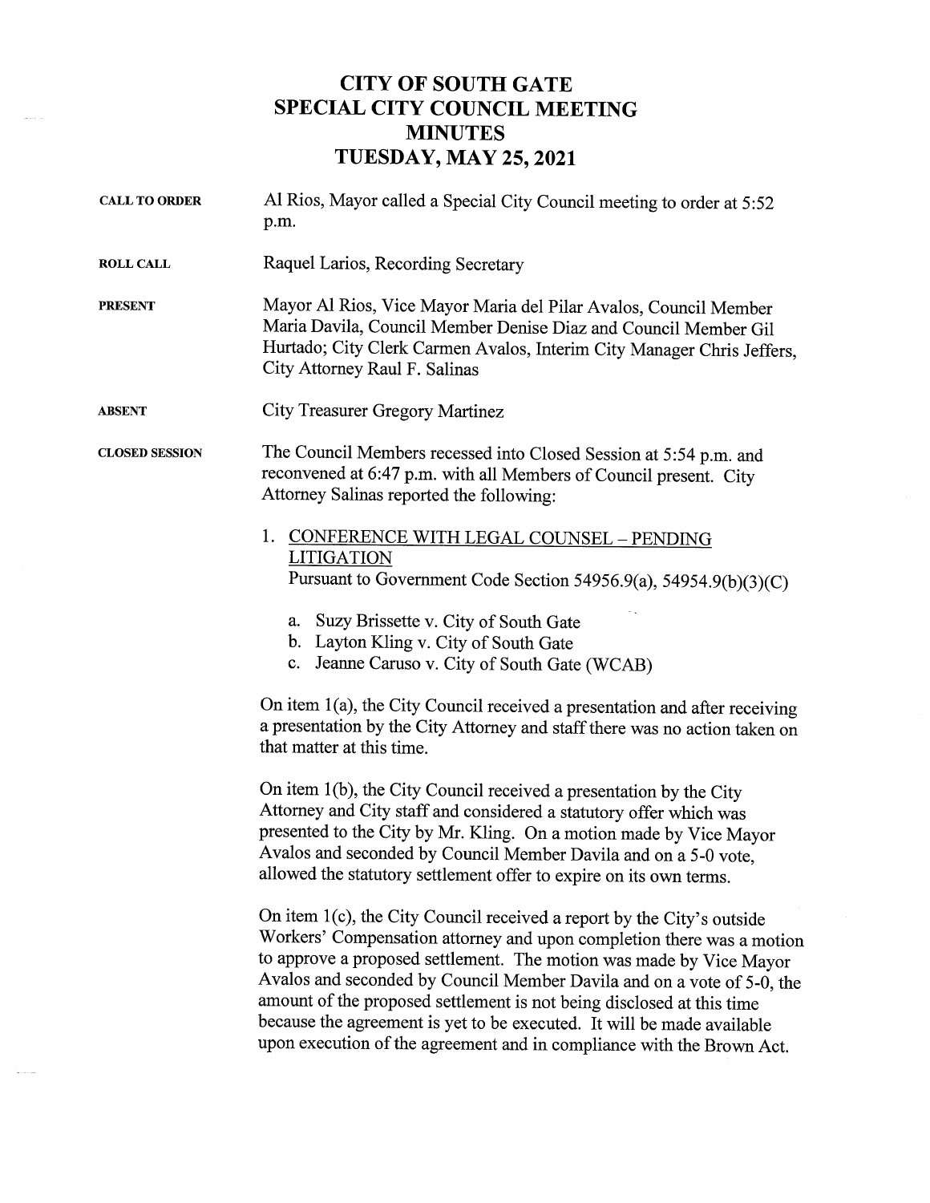# CITY OF SOUTH GATE
# SPECIAL CITY COUNCIL MEETING
# MINUTES
# TUESDAY, MAY 25, 2021

**CALL TO ORDER** Al Rios, Mayor called a Special City Council meeting to order at 5:52 p.m.

**ROLL CALL** Raquel Larios, Recording Secretary

**PRESENT** Mayor Al Rios, Vice Mayor Maria del Pilar Avalos, Council Member Maria Davila, Council Member Denise Diaz and Council Member Gil Hurtado; City Clerk Carmen Avalos, Interim City Manager Chris Jeffers, City Attorney Raul F. Salinas

**ABSENT** City Treasurer Gregory Martinez

**CLOSED SESSION** The Council Members recessed into Closed Session at 5:54 p.m. and reconvened at 6:47 p.m. with all Members of Council present. City Attorney Salinas reported the following:

1. <u>CONFERENCE WITH LEGAL COUNSEL – PENDING LITIGATION</u>
   Pursuant to Government Code Section 54956.9(a), 54954.9(b)(3)(C)

   a. Suzy Brissette v. City of South Gate
   b. Layton Kling v. City of South Gate
   c. Jeanne Caruso v. City of South Gate (WCAB)

On item 1(a), the City Council received a presentation and after receiving a presentation by the City Attorney and staff there was no action taken on that matter at this time.

On item 1(b), the City Council received a presentation by the City Attorney and City staff and considered a statutory offer which was presented to the City by Mr. Kling. On a motion made by Vice Mayor Avalos and seconded by Council Member Davila and on a 5-0 vote, allowed the statutory settlement offer to expire on its own terms.

On item 1(c), the City Council received a report by the City's outside Workers' Compensation attorney and upon completion there was a motion to approve a proposed settlement. The motion was made by Vice Mayor Avalos and seconded by Council Member Davila and on a vote of 5-0, the amount of the proposed settlement is not being disclosed at this time because the agreement is yet to be executed. It will be made available upon execution of the agreement and in compliance with the Brown Act.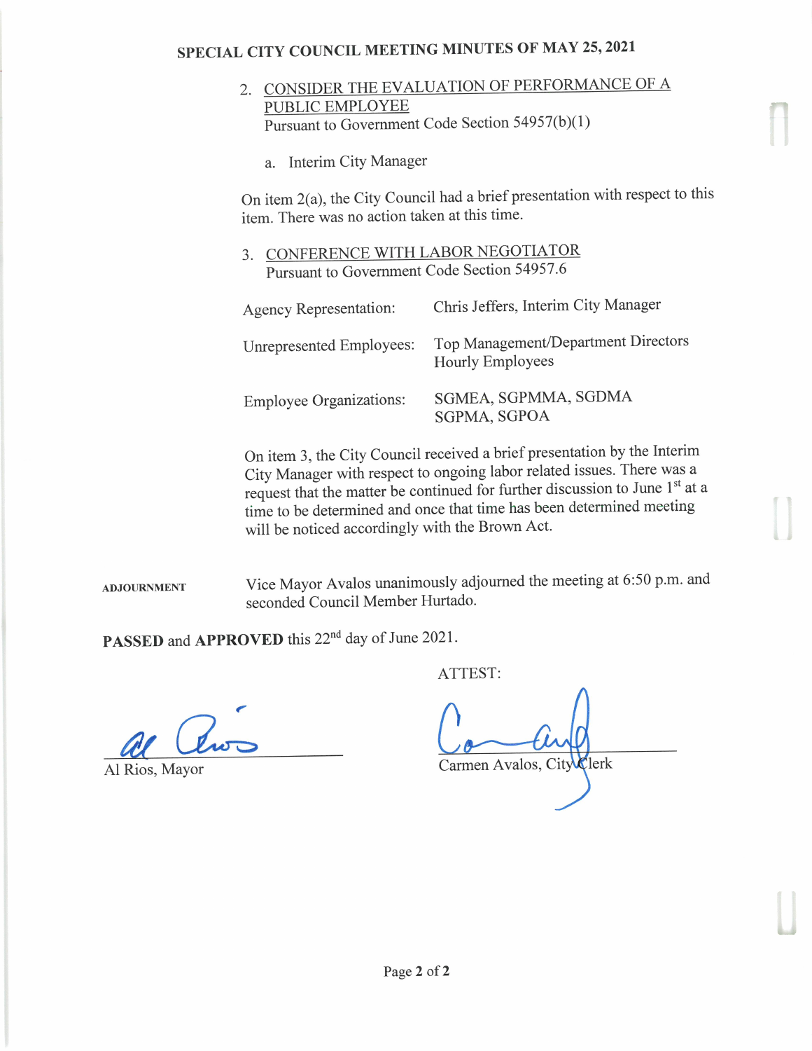## SPECIAL CITY COUNCIL MEETING MINUTES OF MAY 25, 2021

2. CONSIDER THE EVALUATION OF PERFORMANCE OF A PUBLIC EMPLOYEE
   Pursuant to Government Code Section 54957(b)(1)

   a. Interim City Manager

On item 2(a), the City Council had a brief presentation with respect to this item. There was no action taken at this time.

3. CONFERENCE WITH LABOR NEGOTIATOR
   Pursuant to Government Code Section 54957.6

| | |
|---|---|
| Agency Representation: | Chris Jeffers, Interim City Manager |
| Unrepresented Employees: | Top Management/Department Directors<br>Hourly Employees |
| Employee Organizations: | SGMEA, SGPMMA, SGDMA<br>SGPMA, SGPOA |

On item 3, the City Council received a brief presentation by the Interim City Manager with respect to ongoing labor related issues. There was a request that the matter be continued for further discussion to June 1st at a time to be determined and once that time has been determined meeting will be noticed accordingly with the Brown Act.

**ADJOURNMENT** Vice Mayor Avalos unanimously adjourned the meeting at 6:50 p.m. and seconded Council Member Hurtado.

**PASSED** and **APPROVED** this 22nd day of June 2021.

ATTEST:

Al Rios, Mayor

Carmen Avalos, City Clerk